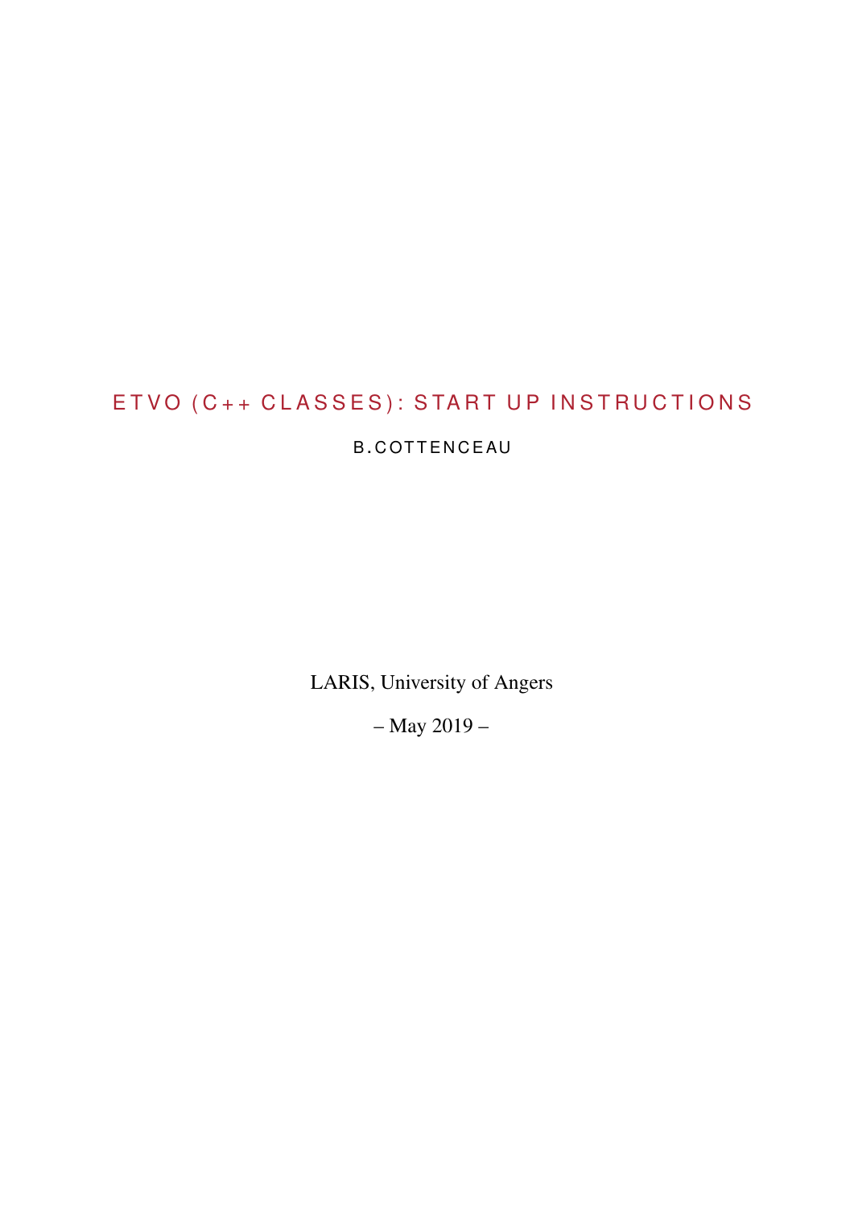# ETVO (C++ CLASSES): START UP INSTRUCTIONS

B.COTTENCEAU

LARIS, University of Angers

– May 2019 –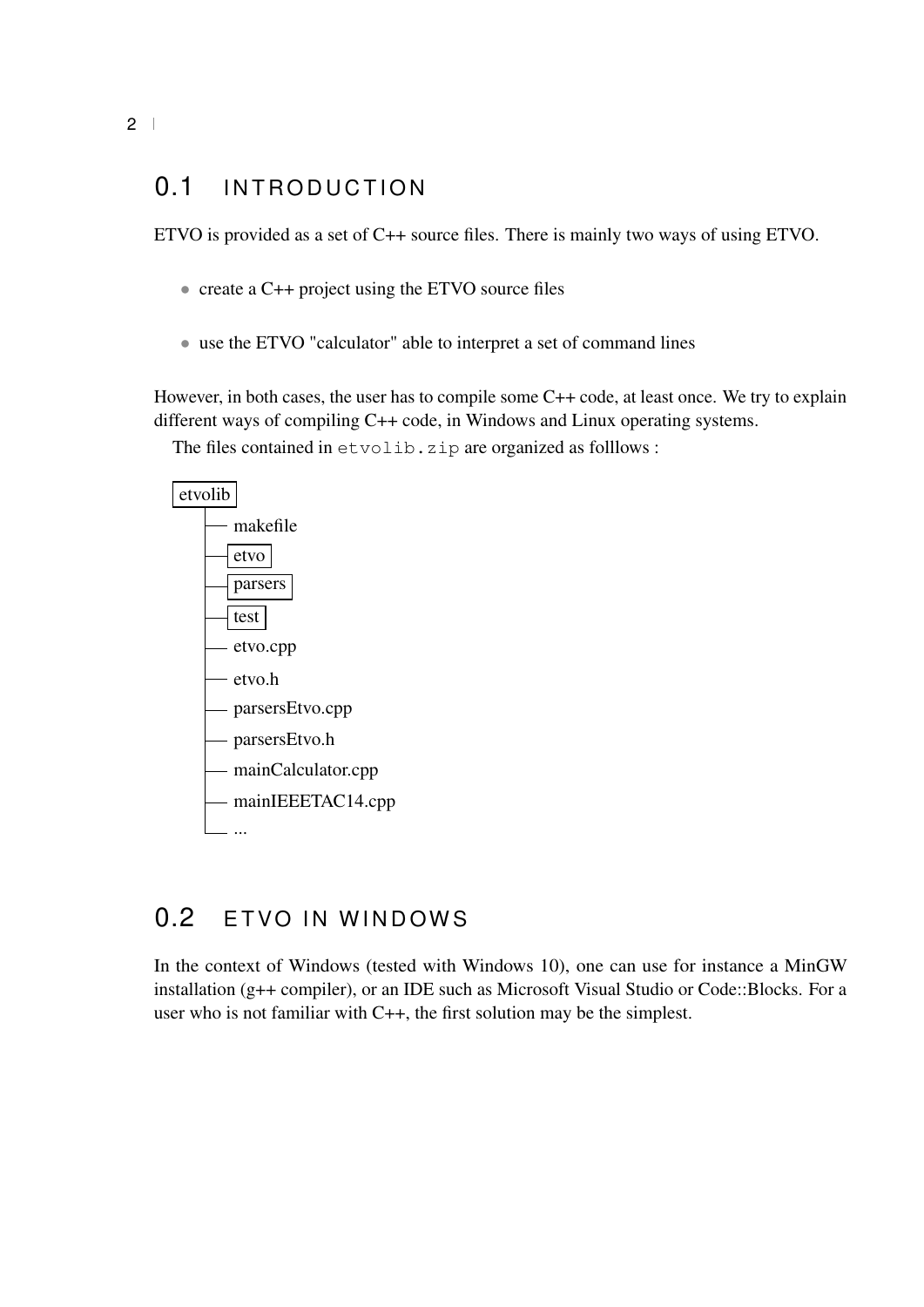## 0.1 INTRODUCTION

ETVO is provided as a set of C++ source files. There is mainly two ways of using ETVO.

- create a C++ project using the ETVO source files
- use the ETVO "calculator" able to interpret a set of command lines

However, in both cases, the user has to compile some C++ code, at least once. We try to explain different ways of compiling C++ code, in Windows and Linux operating systems.

The files contained in `etvolib.zip` are organized as folllows :

```
etvolib
├── makefile
├── etvo
├── parsers
├── test
├── etvo.cpp
├── etvo.h
├── parsersEtvo.cpp
├── parsersEtvo.h
├── mainCalculator.cpp
├── mainIEEETAC14.cpp
└── ...
```

## 0.2 ETVO IN WINDOWS

In the context of Windows (tested with Windows 10), one can use for instance a MinGW installation (g++ compiler), or an IDE such as Microsoft Visual Studio or Code::Blocks. For a user who is not familiar with C++, the first solution may be the simplest.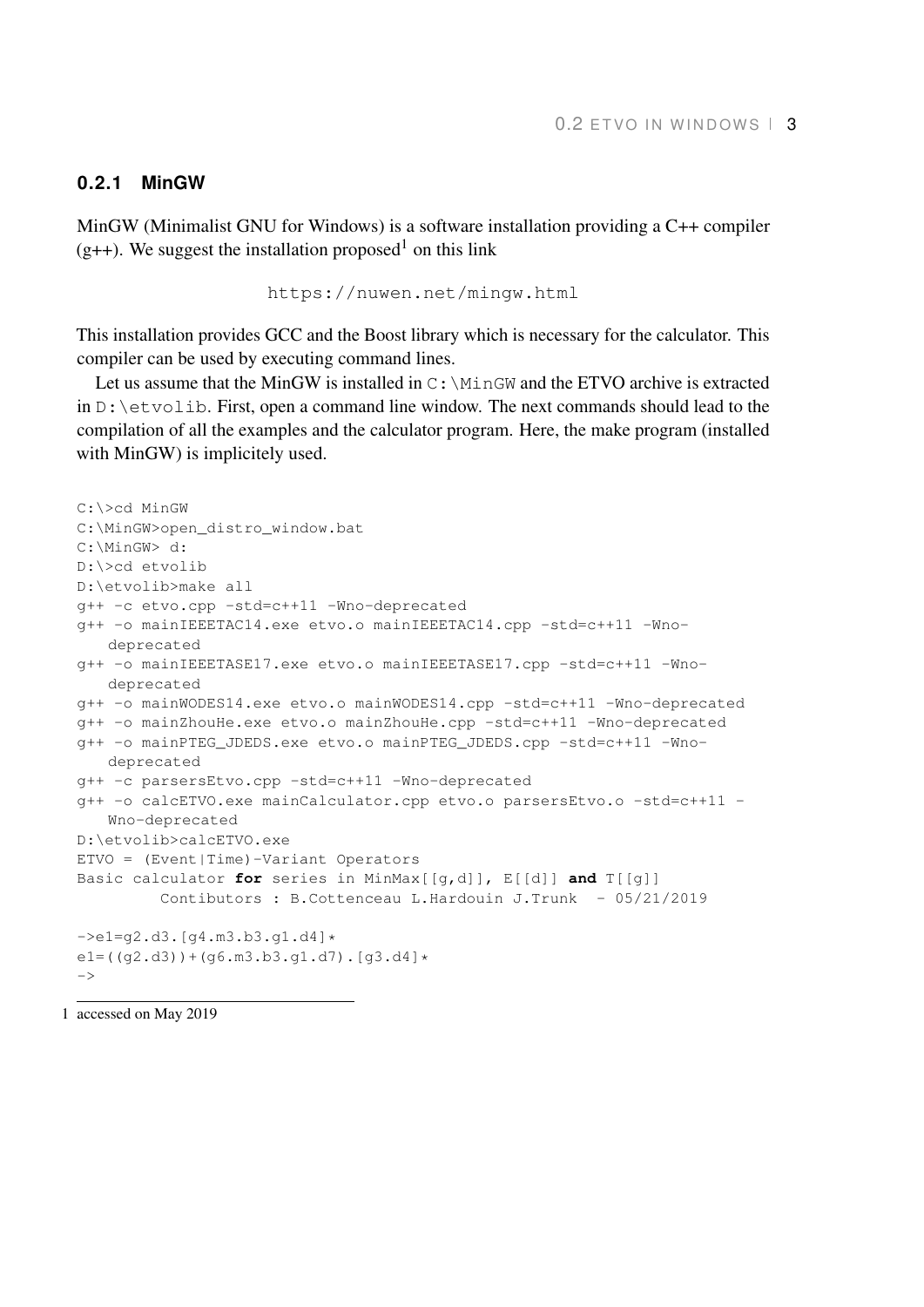### 0.2.1 MinGW

MinGW (Minimalist GNU for Windows) is a software installation providing a C++ compiler (g++). We suggest the installation proposed[1] on this link

https://nuwen.net/mingw.html

This installation provides GCC and the Boost library which is necessary for the calculator. This compiler can be used by executing command lines.

Let us assume that the MinGW is installed in `C:\MinGW` and the ETVO archive is extracted in `D:\etvolib`. First, open a command line window. The next commands should lead to the compilation of all the examples and the calculator program. Here, the make program (installed with MinGW) is implicitely used.

```
C:\>cd MinGW
C:\MinGW>open_distro_window.bat
C:\MinGW> d:
D:\>cd etvolib
D:\etvolib>make all
g++ -c etvo.cpp -std=c++11 -Wno-deprecated
g++ -o mainIEEETAC14.exe etvo.o mainIEEETAC14.cpp -std=c++11 -Wno-
    deprecated
g++ -o mainIEEETASE17.exe etvo.o mainIEEETASE17.cpp -std=c++11 -Wno-
    deprecated
g++ -o mainWODES14.exe etvo.o mainWODES14.cpp -std=c++11 -Wno-deprecated
g++ -o mainZhouHe.exe etvo.o mainZhouHe.cpp -std=c++11 -Wno-deprecated
g++ -o mainPTEG_JDEDS.exe etvo.o mainPTEG_JDEDS.cpp -std=c++11 -Wno-
    deprecated
g++ -c parsersEtvo.cpp -std=c++11 -Wno-deprecated
g++ -o calcETVO.exe mainCalculator.cpp etvo.o parsersEtvo.o -std=c++11 -
    Wno-deprecated
D:\etvolib>calcETVO.exe
ETVO = (Event|Time)-Variant Operators
Basic calculator for series in MinMax[[g,d]], E[[d]] and T[[g]]
         Contibutors : B.Cottenceau L.Hardouin J.Trunk  - 05/21/2019

->e1=g2.d3.[g4.m3.b3.g1.d4]*
e1=((g2.d3))+(g6.m3.b3.g1.d7).[g3.d4]*
->
```

[1] accessed on May 2019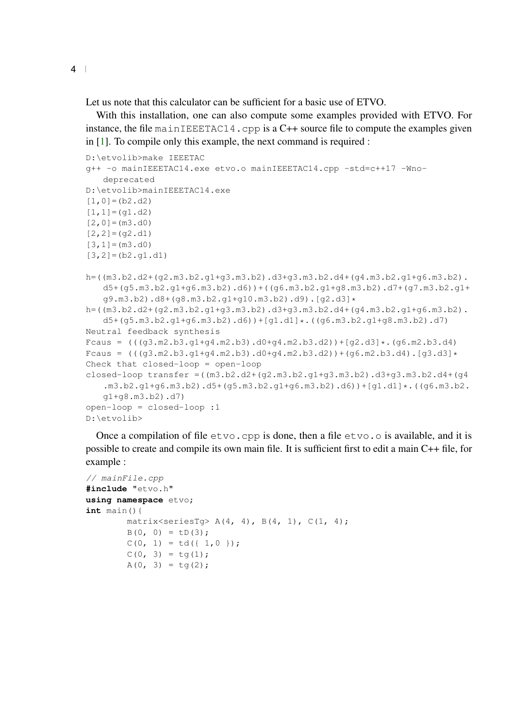Let us note that this calculator can be sufficient for a basic use of ETVO.

With this installation, one can also compute some examples provided with ETVO. For instance, the file `mainIEEETAC14.cpp` is a C++ source file to compute the examples given in [1]. To compile only this example, the next command is required :

```
D:\etvolib>make IEEETAC
g++ -o mainIEEETAC14.exe etvo.o mainIEEETAC14.cpp -std=c++17 -Wno-
    deprecated
D:\etvolib>mainIEEETAC14.exe
[1,0]=(b2.d2)
[1,1]=(g1.d2)
[2,0]=(m3.d0)
[2,2]=(g2.d1)
[3,1]=(m3.d0)
[3,2]=(b2.g1.d1)

h=((m3.b2.d2+(g2.m3.b2.g1+g3.m3.b2).d3+g3.m3.b2.d4+(g4.m3.b2.g1+g6.m3.b2).
    d5+(g5.m3.b2.g1+g6.m3.b2).d6))+((g6.m3.b2.g1+g8.m3.b2).d7+(g7.m3.b2.g1+
    g9.m3.b2).d8+(g8.m3.b2.g1+g10.m3.b2).d9).[g2.d3]*
h=((m3.b2.d2+(g2.m3.b2.g1+g3.m3.b2).d3+g3.m3.b2.d4+(g4.m3.b2.g1+g6.m3.b2).
    d5+(g5.m3.b2.g1+g6.m3.b2).d6))+[g1.d1]*.((g6.m3.b2.g1+g8.m3.b2).d7)
Neutral feedback synthesis
Fcaus = (((g3.m2.b3.g1+g4.m2.b3).d0+g4.m2.b3.d2))+[g2.d3]*.(g6.m2.b3.d4)
Fcaus = (((g3.m2.b3.g1+g4.m2.b3).d0+g4.m2.b3.d2))+(g6.m2.b3.d4).[g3.d3]*
Check that closed-loop = open-loop
closed-loop transfer =((m3.b2.d2+(g2.m3.b2.g1+g3.m3.b2).d3+g3.m3.b2.d4+(g4
    .m3.b2.g1+g6.m3.b2).d5+(g5.m3.b2.g1+g6.m3.b2).d6))+[g1.d1]*.((g6.m3.b2.
    g1+g8.m3.b2).d7)
open-loop = closed-loop :1
D:\etvolib>
```

Once a compilation of file `etvo.cpp` is done, then a file `etvo.o` is available, and it is possible to create and compile its own main file. It is sufficient first to edit a main C++ file, for example :

```
// mainFile.cpp
#include "etvo.h"
using namespace etvo;
int main(){
        matrix<seriesTg> A(4, 4), B(4, 1), C(1, 4);
        B(0, 0) = tD(3);
        C(0, 1) = td({ 1,0 });
        C(0, 3) = tg(1);
        A(0, 3) = tg(2);
```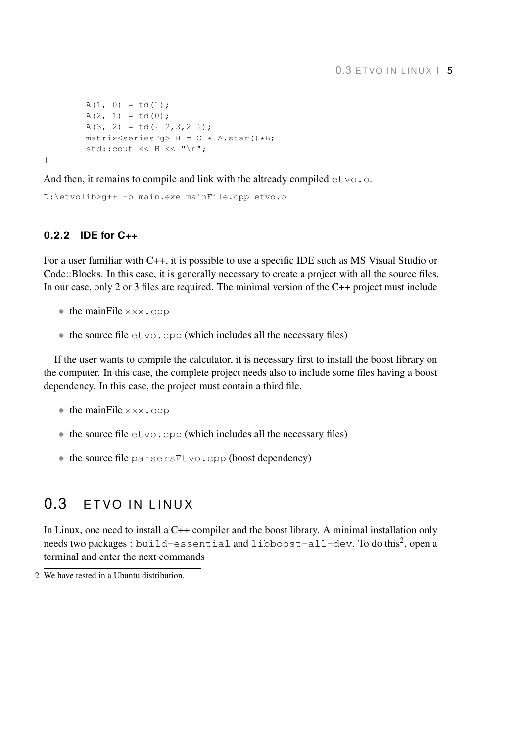```
        A(1, 0) = td(1);
        A(2, 1) = td(0);
        A(3, 2) = td({ 2,3,2 });
        matrix<seriesTg> H = C * A.star()*B;
        std::cout << H << "\n";
}
```

And then, it remains to compile and link with the altready compiled `etvo.o`.

```
D:\etvolib>g++ -o main.exe mainFile.cpp etvo.o
```

### 0.2.2 IDE for C++

For a user familiar with C++, it is possible to use a specific IDE such as MS Visual Studio or Code::Blocks. In this case, it is generally necessary to create a project with all the source files. In our case, only 2 or 3 files are required. The minimal version of the C++ project must include

- the mainFile `xxx.cpp`
- the source file `etvo.cpp` (which includes all the necessary files)

If the user wants to compile the calculator, it is necessary first to install the boost library on the computer. In this case, the complete project needs also to include some files having a boost dependency. In this case, the project must contain a third file.

- the mainFile `xxx.cpp`
- the source file `etvo.cpp` (which includes all the necessary files)
- the source file `parsersEtvo.cpp` (boost dependency)

## 0.3 ETVO IN LINUX

In Linux, one need to install a C++ compiler and the boost library. A minimal installation only needs two packages : `build-essential` and `libboost-all-dev`. To do this[2], open a terminal and enter the next commands

[2] We have tested in a Ubuntu distribution.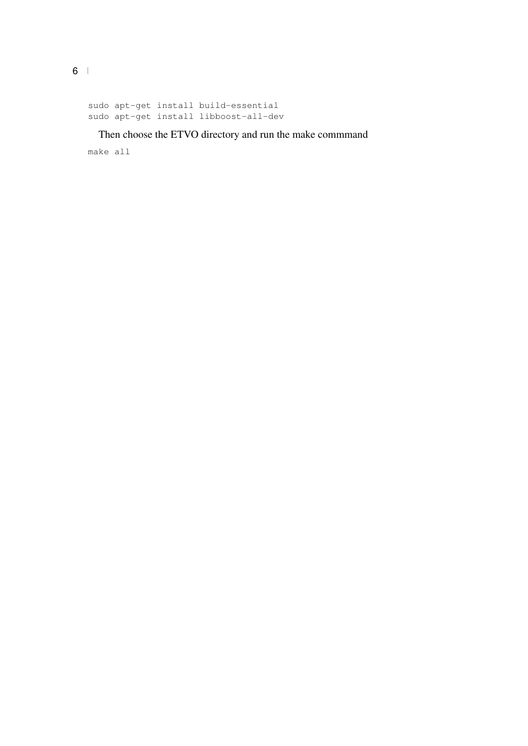```
sudo apt-get install build-essential
sudo apt-get install libboost-all-dev
```

Then choose the ETVO directory and run the make commmand

```
make all
```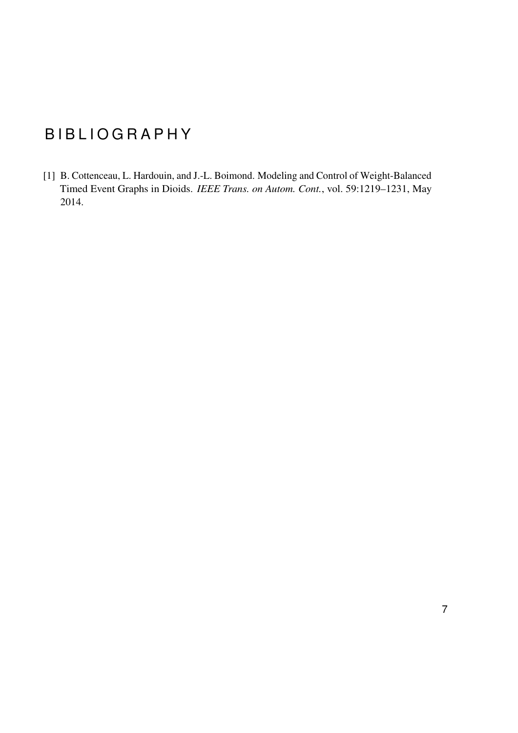# BIBLIOGRAPHY

[1] B. Cottenceau, L. Hardouin, and J.-L. Boimond. Modeling and Control of Weight-Balanced Timed Event Graphs in Dioids. *IEEE Trans. on Autom. Cont.*, vol. 59:1219–1231, May 2014.